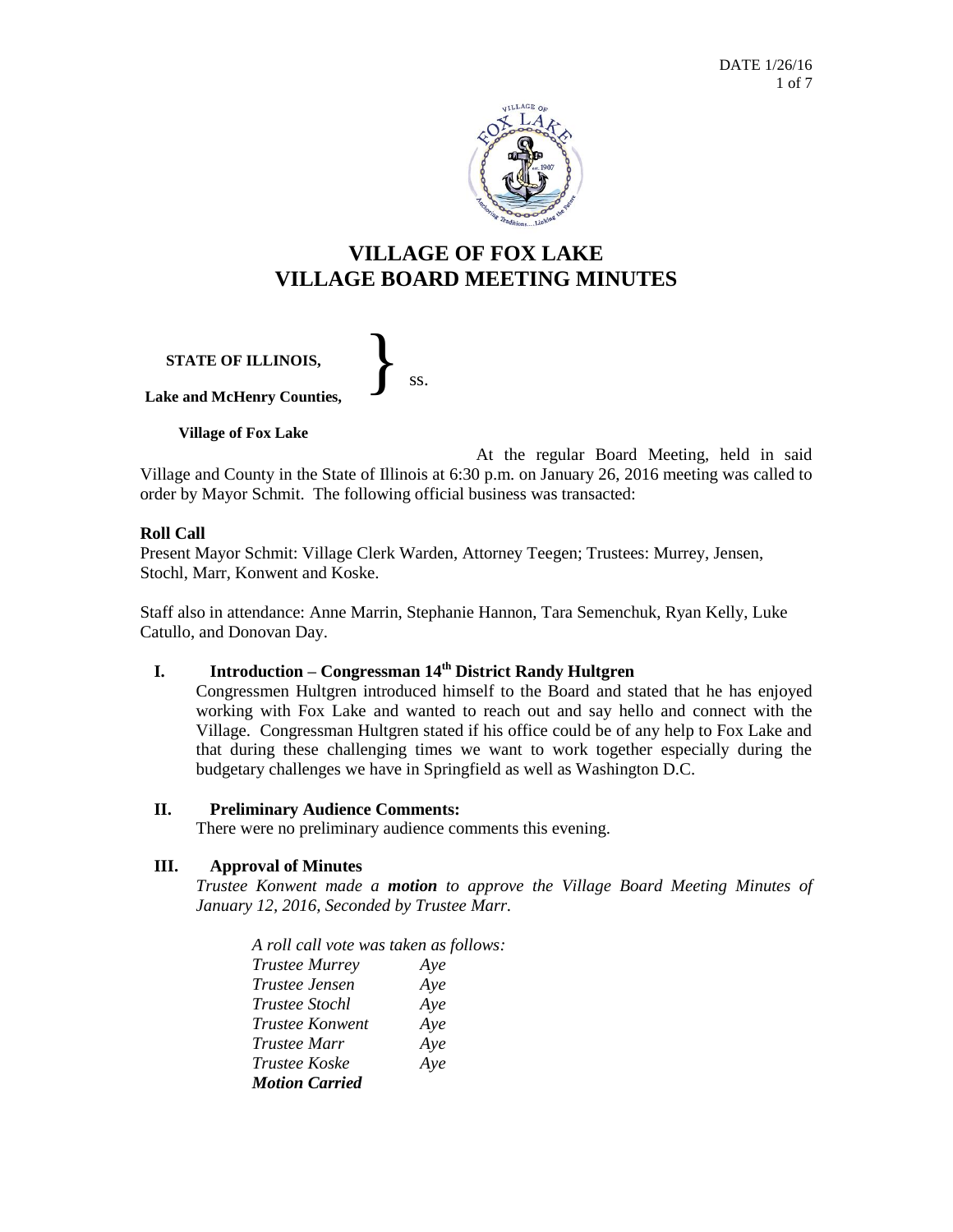# VILLAGE OF FOX LAKE
# VILLAGE BOARD MEETING MINUTES

**STATE OF ILLINOIS,**
**Lake and McHenry Counties,** } ss.

**Village of Fox Lake**

At the regular Board Meeting, held in said Village and County in the State of Illinois at 6:30 p.m. on January 26, 2016 meeting was called to order by Mayor Schmit. The following official business was transacted:

**Roll Call**

Present Mayor Schmit: Village Clerk Warden, Attorney Teegen; Trustees: Murrey, Jensen, Stochl, Marr, Konwent and Koske.

Staff also in attendance: Anne Marrin, Stephanie Hannon, Tara Semenchuk, Ryan Kelly, Luke Catullo, and Donovan Day.

## I. Introduction – Congressman 14th District Randy Hultgren

Congressmen Hultgren introduced himself to the Board and stated that he has enjoyed working with Fox Lake and wanted to reach out and say hello and connect with the Village. Congressman Hultgren stated if his office could be of any help to Fox Lake and that during these challenging times we want to work together especially during the budgetary challenges we have in Springfield as well as Washington D.C.

## II. Preliminary Audience Comments:

There were no preliminary audience comments this evening.

## III. Approval of Minutes

*Trustee Konwent made a **motion** to approve the Village Board Meeting Minutes of January 12, 2016, Seconded by Trustee Marr.*

*A roll call vote was taken as follows:*

| | |
|---|---|
| *Trustee Murrey* | *Aye* |
| *Trustee Jensen* | *Aye* |
| *Trustee Stochl* | *Aye* |
| *Trustee Konwent* | *Aye* |
| *Trustee Marr* | *Aye* |
| *Trustee Koske* | *Aye* |

***Motion Carried***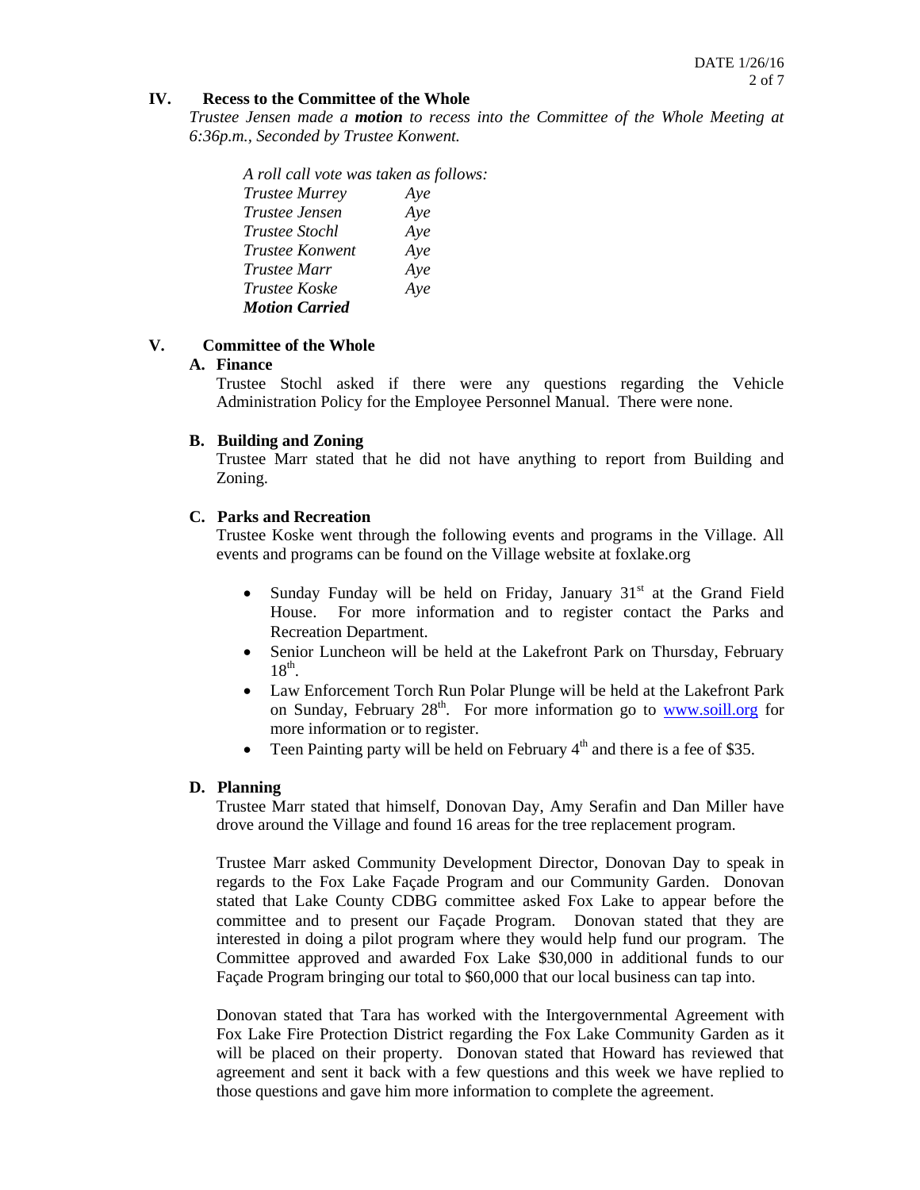## IV. Recess to the Committee of the Whole

*Trustee Jensen made a **motion** to recess into the Committee of the Whole Meeting at 6:36p.m., Seconded by Trustee Konwent.*

*A roll call vote was taken as follows:*

| | |
|---|---|
| *Trustee Murrey* | *Aye* |
| *Trustee Jensen* | *Aye* |
| *Trustee Stochl* | *Aye* |
| *Trustee Konwent* | *Aye* |
| *Trustee Marr* | *Aye* |
| *Trustee Koske* | *Aye* |

***Motion Carried***

## V. Committee of the Whole

### A. Finance

Trustee Stochl asked if there were any questions regarding the Vehicle Administration Policy for the Employee Personnel Manual. There were none.

### B. Building and Zoning

Trustee Marr stated that he did not have anything to report from Building and Zoning.

### C. Parks and Recreation

Trustee Koske went through the following events and programs in the Village. All events and programs can be found on the Village website at foxlake.org

- Sunday Funday will be held on Friday, January 31st at the Grand Field House. For more information and to register contact the Parks and Recreation Department.
- Senior Luncheon will be held at the Lakefront Park on Thursday, February 18th.
- Law Enforcement Torch Run Polar Plunge will be held at the Lakefront Park on Sunday, February 28th. For more information go to www.soill.org for more information or to register.
- Teen Painting party will be held on February 4th and there is a fee of $35.

### D. Planning

Trustee Marr stated that himself, Donovan Day, Amy Serafin and Dan Miller have drove around the Village and found 16 areas for the tree replacement program.

Trustee Marr asked Community Development Director, Donovan Day to speak in regards to the Fox Lake Façade Program and our Community Garden. Donovan stated that Lake County CDBG committee asked Fox Lake to appear before the committee and to present our Façade Program. Donovan stated that they are interested in doing a pilot program where they would help fund our program. The Committee approved and awarded Fox Lake $30,000 in additional funds to our Façade Program bringing our total to $60,000 that our local business can tap into.

Donovan stated that Tara has worked with the Intergovernmental Agreement with Fox Lake Fire Protection District regarding the Fox Lake Community Garden as it will be placed on their property. Donovan stated that Howard has reviewed that agreement and sent it back with a few questions and this week we have replied to those questions and gave him more information to complete the agreement.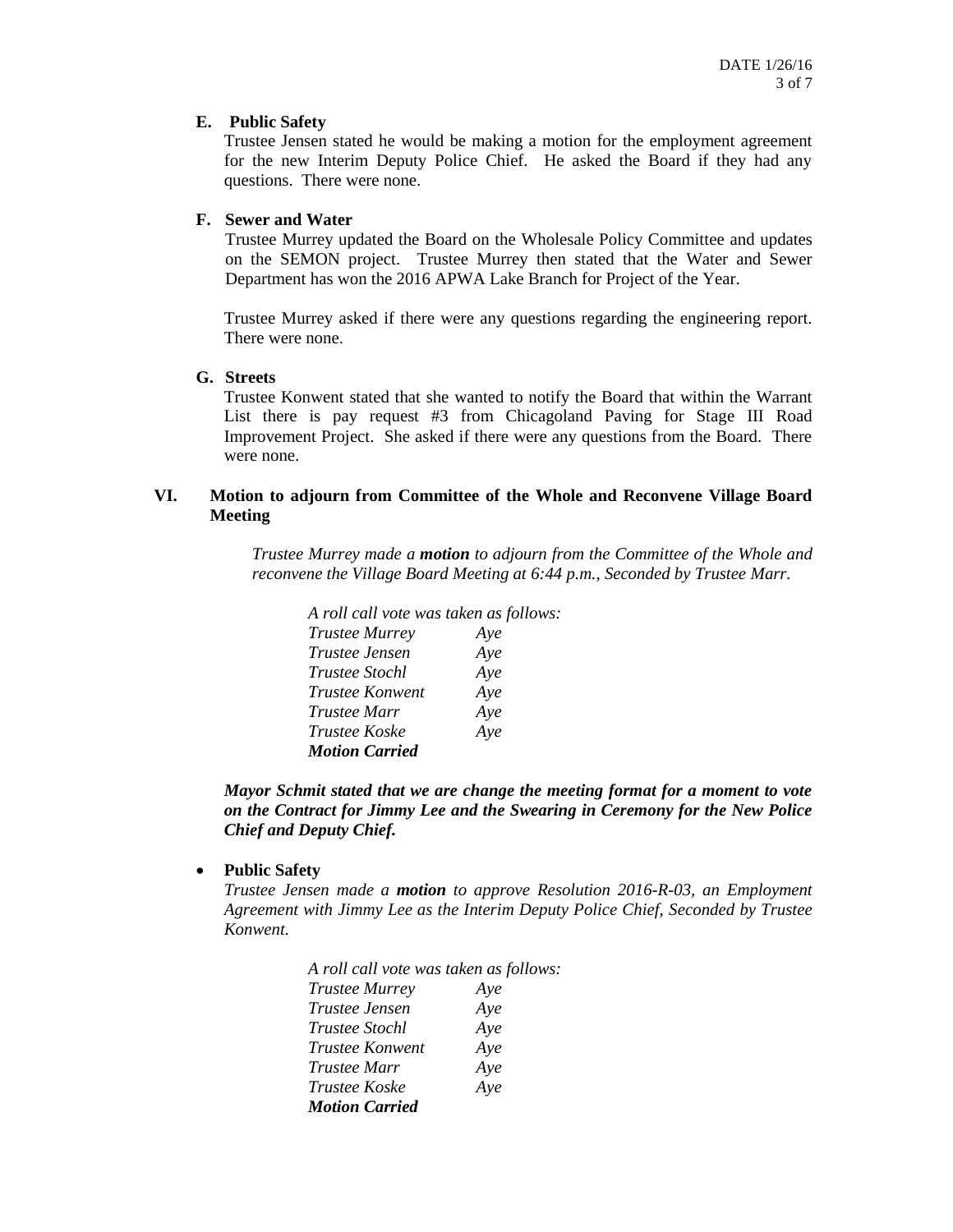**E. Public Safety**

Trustee Jensen stated he would be making a motion for the employment agreement for the new Interim Deputy Police Chief. He asked the Board if they had any questions. There were none.

**F. Sewer and Water**

Trustee Murrey updated the Board on the Wholesale Policy Committee and updates on the SEMON project. Trustee Murrey then stated that the Water and Sewer Department has won the 2016 APWA Lake Branch for Project of the Year.

Trustee Murrey asked if there were any questions regarding the engineering report. There were none.

**G. Streets**

Trustee Konwent stated that she wanted to notify the Board that within the Warrant List there is pay request #3 from Chicagoland Paving for Stage III Road Improvement Project. She asked if there were any questions from the Board. There were none.

## VI. Motion to adjourn from Committee of the Whole and Reconvene Village Board Meeting

*Trustee Murrey made a **motion** to adjourn from the Committee of the Whole and reconvene the Village Board Meeting at 6:44 p.m., Seconded by Trustee Marr.*

*A roll call vote was taken as follows:*

| | |
|---|---|
| *Trustee Murrey* | *Aye* |
| *Trustee Jensen* | *Aye* |
| *Trustee Stochl* | *Aye* |
| *Trustee Konwent* | *Aye* |
| *Trustee Marr* | *Aye* |
| *Trustee Koske* | *Aye* |

***Motion Carried***

***Mayor Schmit stated that we are change the meeting format for a moment to vote on the Contract for Jimmy Lee and the Swearing in Ceremony for the New Police Chief and Deputy Chief.***

- **Public Safety**

*Trustee Jensen made a **motion** to approve Resolution 2016-R-03, an Employment Agreement with Jimmy Lee as the Interim Deputy Police Chief, Seconded by Trustee Konwent.*

*A roll call vote was taken as follows:*

| | |
|---|---|
| *Trustee Murrey* | *Aye* |
| *Trustee Jensen* | *Aye* |
| *Trustee Stochl* | *Aye* |
| *Trustee Konwent* | *Aye* |
| *Trustee Marr* | *Aye* |
| *Trustee Koske* | *Aye* |

***Motion Carried***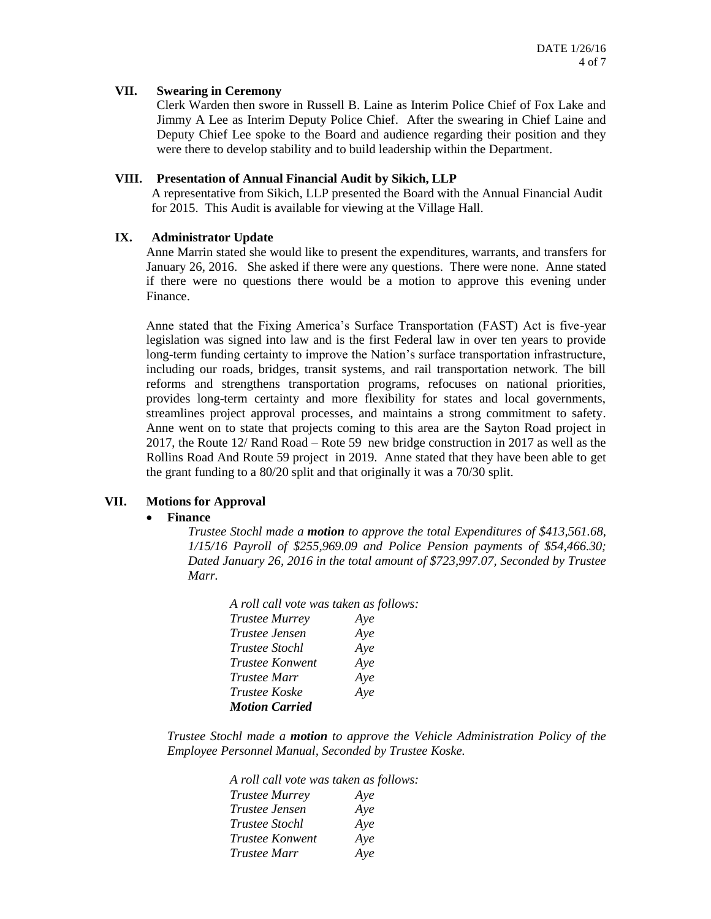## VII. Swearing in Ceremony

Clerk Warden then swore in Russell B. Laine as Interim Police Chief of Fox Lake and Jimmy A Lee as Interim Deputy Police Chief. After the swearing in Chief Laine and Deputy Chief Lee spoke to the Board and audience regarding their position and they were there to develop stability and to build leadership within the Department.

## VIII. Presentation of Annual Financial Audit by Sikich, LLP

A representative from Sikich, LLP presented the Board with the Annual Financial Audit for 2015. This Audit is available for viewing at the Village Hall.

## IX. Administrator Update

Anne Marrin stated she would like to present the expenditures, warrants, and transfers for January 26, 2016. She asked if there were any questions. There were none. Anne stated if there were no questions there would be a motion to approve this evening under Finance.

Anne stated that the Fixing America's Surface Transportation (FAST) Act is five-year legislation was signed into law and is the first Federal law in over ten years to provide long-term funding certainty to improve the Nation's surface transportation infrastructure, including our roads, bridges, transit systems, and rail transportation network. The bill reforms and strengthens transportation programs, refocuses on national priorities, provides long-term certainty and more flexibility for states and local governments, streamlines project approval processes, and maintains a strong commitment to safety. Anne went on to state that projects coming to this area are the Sayton Road project in 2017, the Route 12/ Rand Road – Rote 59 new bridge construction in 2017 as well as the Rollins Road And Route 59 project in 2019. Anne stated that they have been able to get the grant funding to a 80/20 split and that originally it was a 70/30 split.

## VII. Motions for Approval

- **Finance**

*Trustee Stochl made a **motion** to approve the total Expenditures of $413,561.68, 1/15/16 Payroll of $255,969.09 and Police Pension payments of $54,466.30; Dated January 26, 2016 in the total amount of $723,997.07, Seconded by Trustee Marr.*

*A roll call vote was taken as follows:*

*Trustee Murrey Aye*
*Trustee Jensen Aye*
*Trustee Stochl Aye*
*Trustee Konwent Aye*
*Trustee Marr Aye*
*Trustee Koske Aye*
***Motion Carried***

*Trustee Stochl made a **motion** to approve the Vehicle Administration Policy of the Employee Personnel Manual, Seconded by Trustee Koske.*

*A roll call vote was taken as follows:*

*Trustee Murrey Aye*
*Trustee Jensen Aye*
*Trustee Stochl Aye*
*Trustee Konwent Aye*
*Trustee Marr Aye*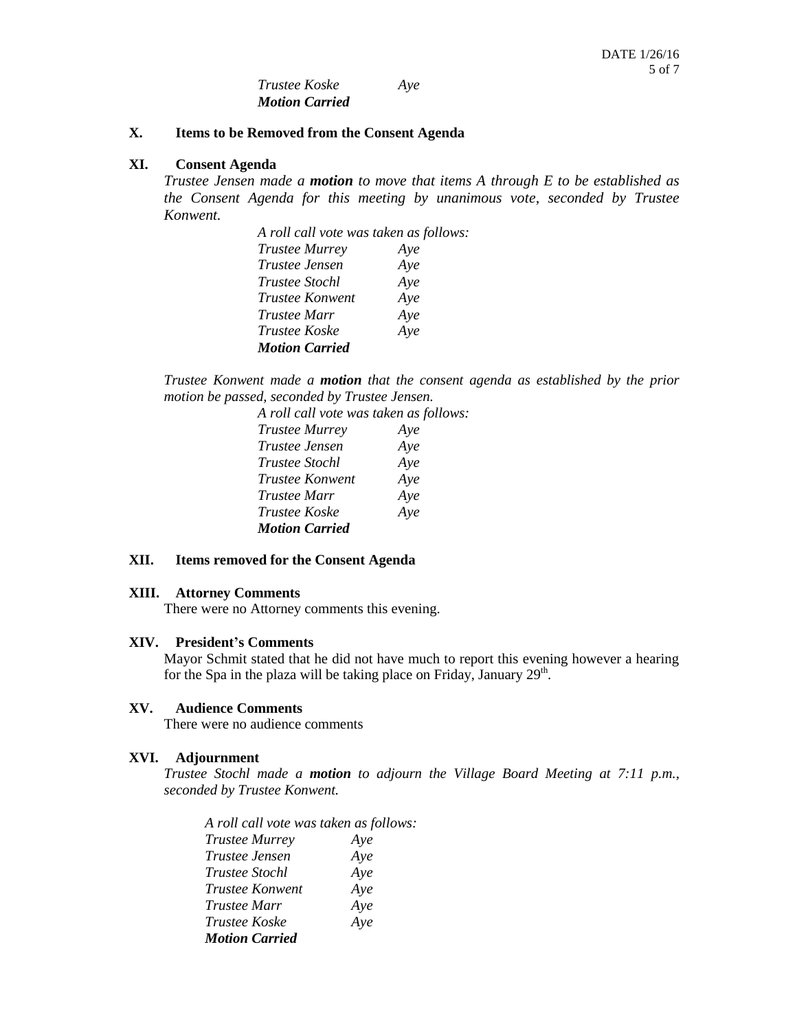*Trustee Koske Aye*
***Motion Carried***

## X. Items to be Removed from the Consent Agenda

## XI. Consent Agenda

*Trustee Jensen made a **motion** to move that items A through E to be established as the Consent Agenda for this meeting by unanimous vote, seconded by Trustee Konwent.*

*A roll call vote was taken as follows:*
*Trustee Murrey Aye*
*Trustee Jensen Aye*
*Trustee Stochl Aye*
*Trustee Konwent Aye*
*Trustee Marr Aye*
*Trustee Koske Aye*
***Motion Carried***

*Trustee Konwent made a **motion** that the consent agenda as established by the prior motion be passed, seconded by Trustee Jensen.*

*A roll call vote was taken as follows:*
*Trustee Murrey Aye*
*Trustee Jensen Aye*
*Trustee Stochl Aye*
*Trustee Konwent Aye*
*Trustee Marr Aye*
*Trustee Koske Aye*
***Motion Carried***

## XII. Items removed for the Consent Agenda

## XIII. Attorney Comments

There were no Attorney comments this evening.

## XIV. President's Comments

Mayor Schmit stated that he did not have much to report this evening however a hearing for the Spa in the plaza will be taking place on Friday, January 29th.

## XV. Audience Comments

There were no audience comments

## XVI. Adjournment

*Trustee Stochl made a **motion** to adjourn the Village Board Meeting at 7:11 p.m., seconded by Trustee Konwent.*

*A roll call vote was taken as follows:*
*Trustee Murrey Aye*
*Trustee Jensen Aye*
*Trustee Stochl Aye*
*Trustee Konwent Aye*
*Trustee Marr Aye*
*Trustee Koske Aye*
***Motion Carried***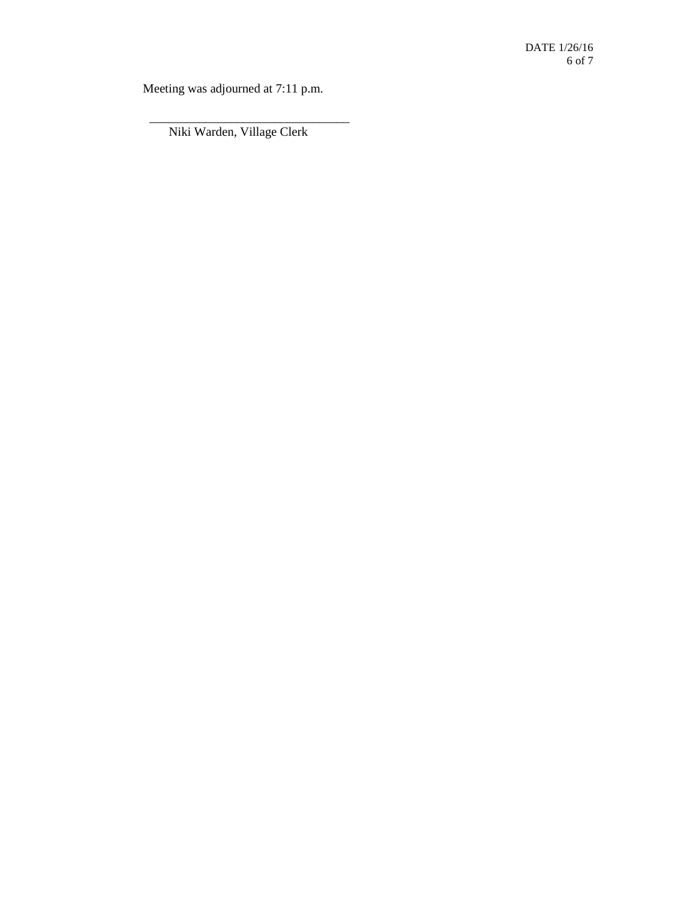Meeting was adjourned at 7:11 p.m.

\_\_\_\_\_\_\_\_\_\_\_\_\_\_\_\_\_\_\_\_\_\_\_\_\_\_\_\_\_\_\_\_\_

Niki Warden, Village Clerk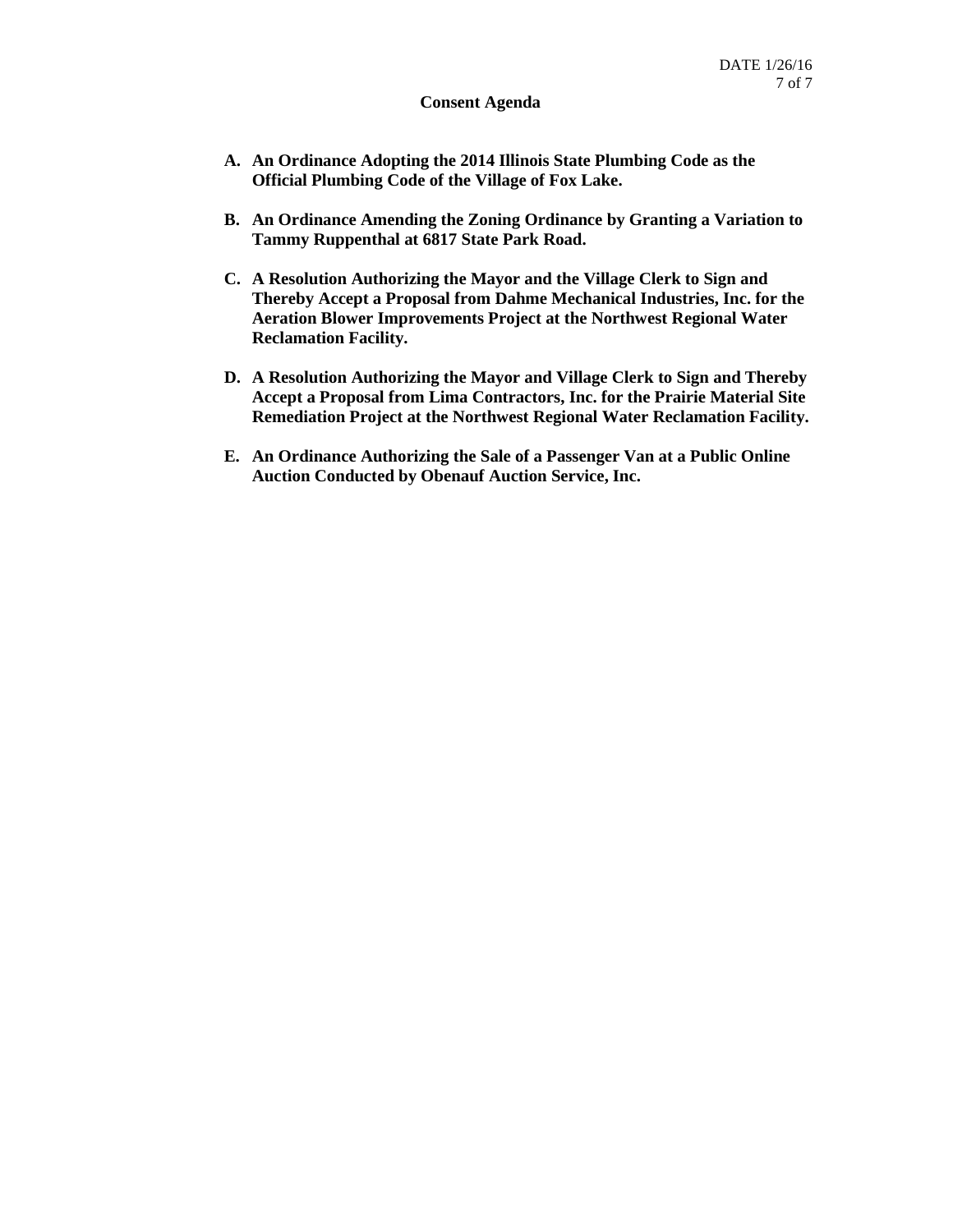## Consent Agenda

A. **An Ordinance Adopting the 2014 Illinois State Plumbing Code as the Official Plumbing Code of the Village of Fox Lake.**

B. **An Ordinance Amending the Zoning Ordinance by Granting a Variation to Tammy Ruppenthal at 6817 State Park Road.**

C. **A Resolution Authorizing the Mayor and the Village Clerk to Sign and Thereby Accept a Proposal from Dahme Mechanical Industries, Inc. for the Aeration Blower Improvements Project at the Northwest Regional Water Reclamation Facility.**

D. **A Resolution Authorizing the Mayor and Village Clerk to Sign and Thereby Accept a Proposal from Lima Contractors, Inc. for the Prairie Material Site Remediation Project at the Northwest Regional Water Reclamation Facility.**

E. **An Ordinance Authorizing the Sale of a Passenger Van at a Public Online Auction Conducted by Obenauf Auction Service, Inc.**